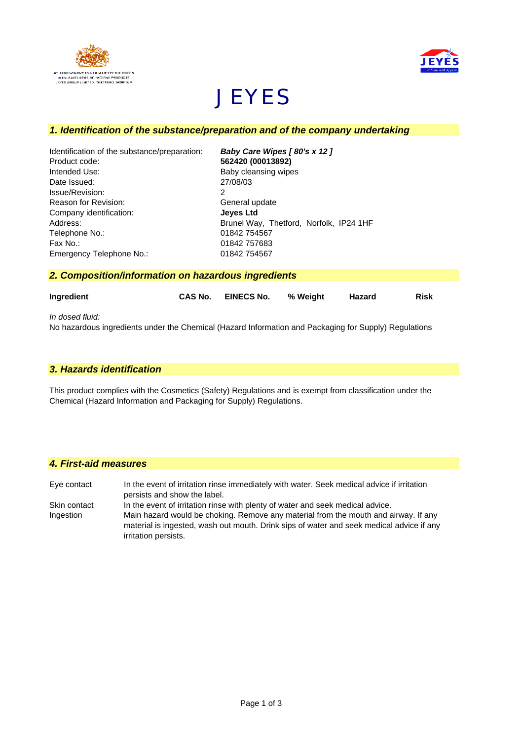BY APPOINTMENT TO HER MAJESTY THE QUEEN
MANUFACTURERS OF HYGIENE PRODUCTS
JEYES GROUP LIMITED. THETFORD. NORFOLK

JEYES
*at home with hygiene*

# JEYES

## *1. Identification of the substance/preparation and of the company undertaking*

| | |
|---|---|
| Identification of the substance/preparation: | ***Baby Care Wipes [ 80's x 12 ]*** |
| Product code: | **562420 (00013892)** |
| Intended Use: | Baby cleansing wipes |
| Date Issued: | 27/08/03 |
| Issue/Revision: | 2 |
| Reason for Revision: | General update |
| Company identification: | **Jeyes Ltd** |
| Address: | Brunel Way, Thetford, Norfolk, IP24 1HF |
| Telephone No.: | 01842 754567 |
| Fax No.: | 01842 757683 |
| Emergency Telephone No.: | 01842 754567 |

## *2. Composition/information on hazardous ingredients*

| **Ingredient** | **CAS No.** | **EINECS No.** | **% Weight** | **Hazard** | **Risk** |
|---|---|---|---|---|---|

*In dosed fluid:*

No hazardous ingredients under the Chemical (Hazard Information and Packaging for Supply) Regulations

## *3. Hazards identification*

This product complies with the Cosmetics (Safety) Regulations and is exempt from classification under the Chemical (Hazard Information and Packaging for Supply) Regulations.

## *4. First-aid measures*

| | |
|---|---|
| Eye contact | In the event of irritation rinse immediately with water. Seek medical advice if irritation persists and show the label. |
| Skin contact | In the event of irritation rinse with plenty of water and seek medical advice. |
| Ingestion | Main hazard would be choking. Remove any material from the mouth and airway. If any material is ingested, wash out mouth. Drink sips of water and seek medical advice if any irritation persists. |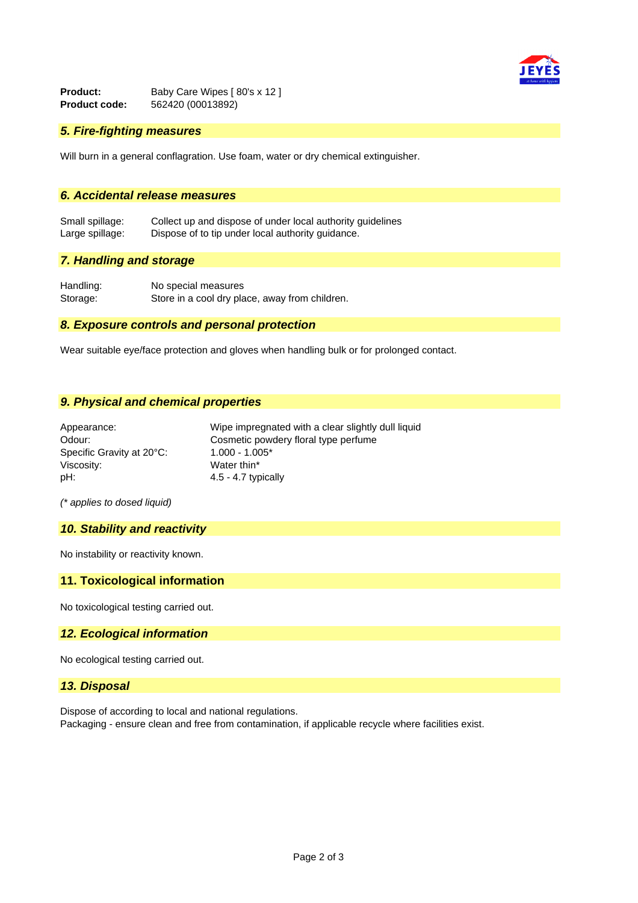**Product:** Baby Care Wipes [ 80's x 12 ]
**Product code:** 562420 (00013892)

## *5. Fire-fighting measures*

Will burn in a general conflagration. Use foam, water or dry chemical extinguisher.

## *6. Accidental release measures*

| | |
|---|---|
| Small spillage: | Collect up and dispose of under local authority guidelines |
| Large spillage: | Dispose of to tip under local authority guidance. |

## *7. Handling and storage*

| | |
|---|---|
| Handling: | No special measures |
| Storage: | Store in a cool dry place, away from children. |

## *8. Exposure controls and personal protection*

Wear suitable eye/face protection and gloves when handling bulk or for prolonged contact.

## *9. Physical and chemical properties*

| | |
|---|---|
| Appearance: | Wipe impregnated with a clear slightly dull liquid |
| Odour: | Cosmetic powdery floral type perfume |
| Specific Gravity at 20°C: | 1.000 - 1.005* |
| Viscosity: | Water thin* |
| pH: | 4.5 - 4.7 typically |

*(* applies to dosed liquid)*

## *10. Stability and reactivity*

No instability or reactivity known.

## 11. Toxicological information

No toxicological testing carried out.

## *12. Ecological information*

No ecological testing carried out.

## *13. Disposal*

Dispose of according to local and national regulations.
Packaging - ensure clean and free from contamination, if applicable recycle where facilities exist.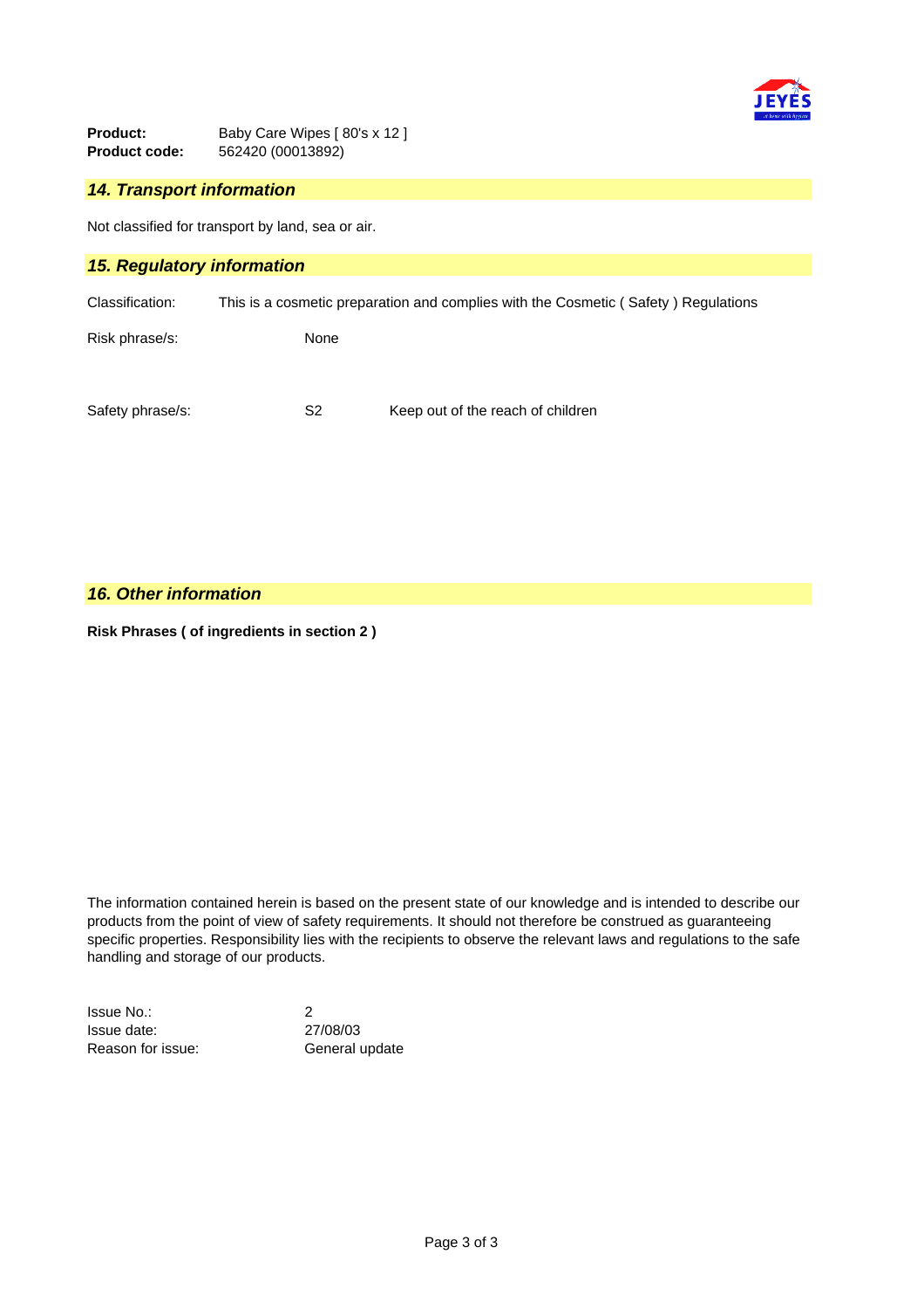**Product:** Baby Care Wipes [ 80's x 12 ]
**Product code:** 562420 (00013892)

## 14. Transport information

Not classified for transport by land, sea or air.

## 15. Regulatory information

Classification: This is a cosmetic preparation and complies with the Cosmetic ( Safety ) Regulations

Risk phrase/s: None

Safety phrase/s: S2 Keep out of the reach of children

## 16. Other information

**Risk Phrases ( of ingredients in section 2 )**

The information contained herein is based on the present state of our knowledge and is intended to describe our products from the point of view of safety requirements. It should not therefore be construed as guaranteeing specific properties. Responsibility lies with the recipients to observe the relevant laws and regulations to the safe handling and storage of our products.

| | |
|---|---|
| Issue No.: | 2 |
| Issue date: | 27/08/03 |
| Reason for issue: | General update |